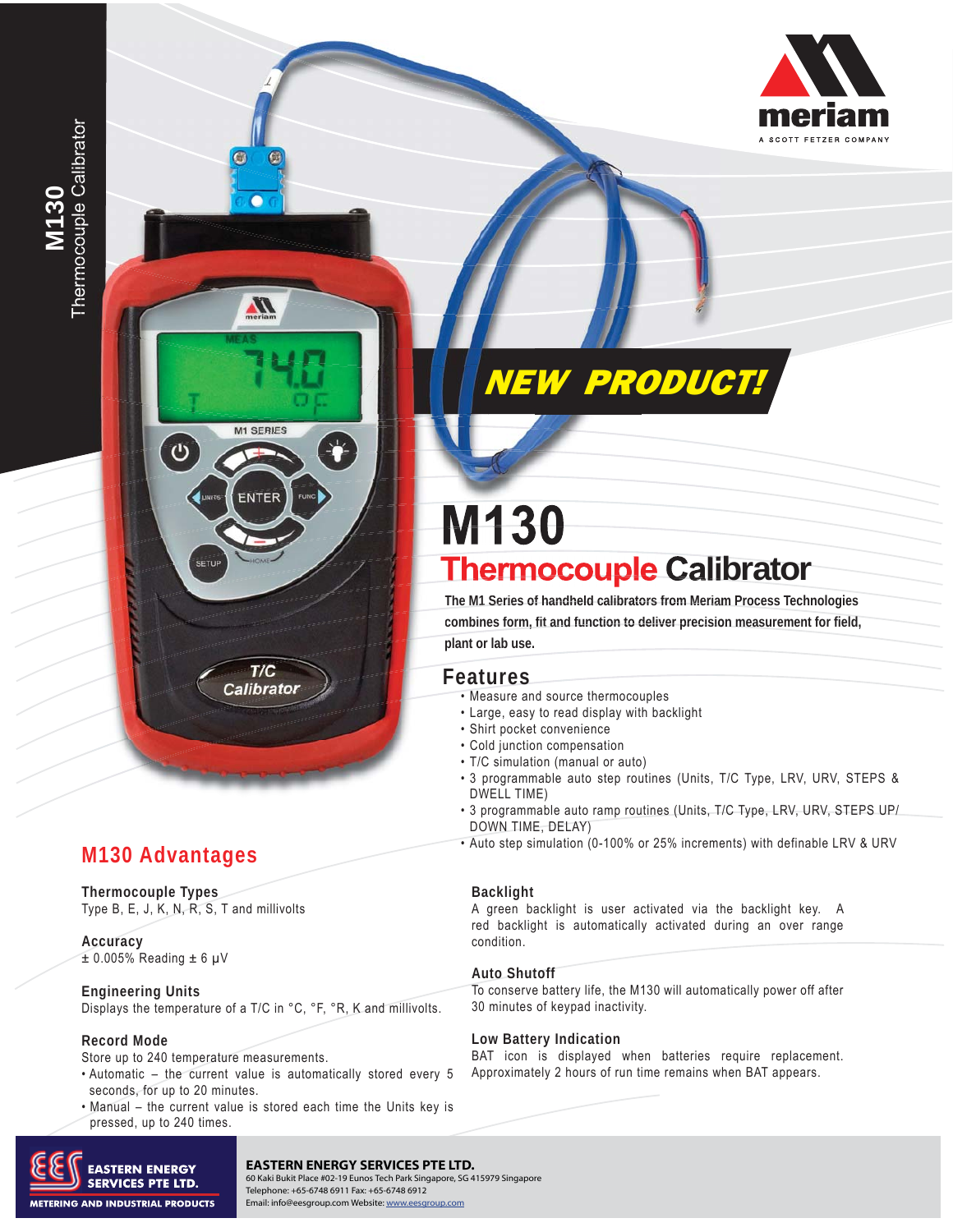# M130 Thermocouple Calibrator

meriam
A SCOTT FETZER COMPANY

**NEW PRODUCT!**

# M130
## Thermocouple Calibrator

**The M1 Series of handheld calibrators from Meriam Process Technologies combines form, fit and function to deliver precision measurement for field, plant or lab use.**

## Features

- Measure and source thermocouples
- Large, easy to read display with backlight
- Shirt pocket convenience
- Cold junction compensation
- T/C simulation (manual or auto)
- 3 programmable auto step routines (Units, T/C Type, LRV, URV, STEPS & DWELL TIME)
- 3 programmable auto ramp routines (Units, T/C Type, LRV, URV, STEPS UP/DOWN TIME, DELAY)
- Auto step simulation (0-100% or 25% increments) with definable LRV & URV

## M130 Advantages

### Thermocouple Types
Type B, E, J, K, N, R, S, T and millivolts

### Accuracy
± 0.005% Reading ± 6 µV

### Engineering Units
Displays the temperature of a T/C in °C, °F, °R, K and millivolts.

### Record Mode
Store up to 240 temperature measurements.
- Automatic – the current value is automatically stored every 5 seconds, for up to 20 minutes.
- Manual – the current value is stored each time the Units key is pressed, up to 240 times.

### Backlight
A green backlight is user activated via the backlight key. A red backlight is automatically activated during an over range condition.

### Auto Shutoff
To conserve battery life, the M130 will automatically power off after 30 minutes of keypad inactivity.

### Low Battery Indication
BAT icon is displayed when batteries require replacement. Approximately 2 hours of run time remains when BAT appears.

EASTERN ENERGY SERVICES PTE LTD.
METERING AND INDUSTRIAL PRODUCTS

**EASTERN ENERGY SERVICES PTE LTD.**
60 Kaki Bukit Place #02-19 Eunos Tech Park Singapore, SG 415979 Singapore
Telephone: +65-6748 6911 Fax: +65-6748 6912
Email: info@eesgroup.com Website: www.eesgroup.com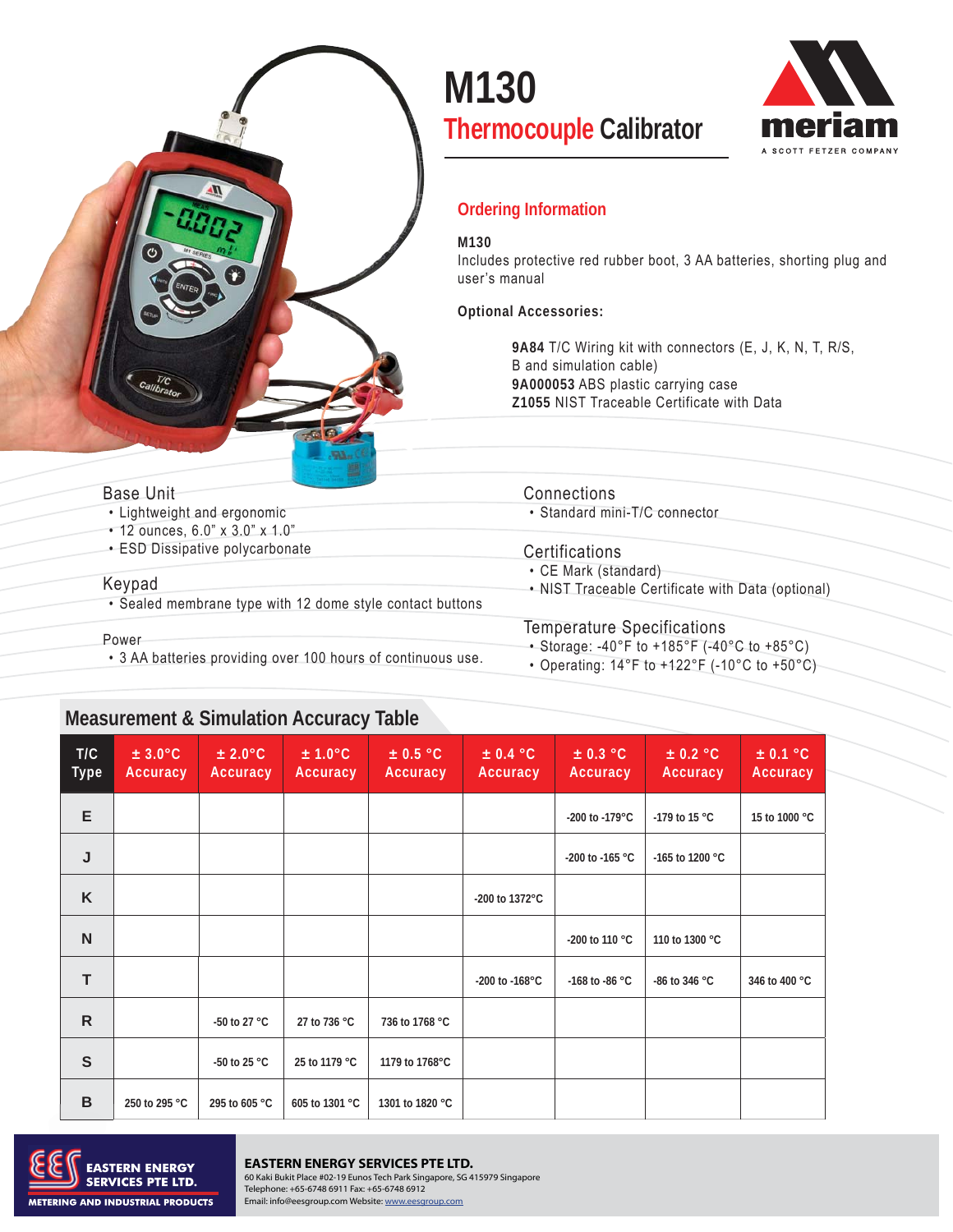# M130

## Thermocouple Calibrator

meriam
A SCOTT FETZER COMPANY

### Ordering Information

**M130**
Includes protective red rubber boot, 3 AA batteries, shorting plug and user's manual

**Optional Accessories:**

**9A84** T/C Wiring kit with connectors (E, J, K, N, T, R/S, B and simulation cable)
**9A000053** ABS plastic carrying case
**Z1055** NIST Traceable Certificate with Data

### Base Unit

- Lightweight and ergonomic
- 12 ounces, 6.0" x 3.0" x 1.0"
- ESD Dissipative polycarbonate

### Keypad

- Sealed membrane type with 12 dome style contact buttons

### Power

- 3 AA batteries providing over 100 hours of continuous use.

### Connections

- Standard mini-T/C connector

### Certifications

- CE Mark (standard)
- NIST Traceable Certificate with Data (optional)

### Temperature Specifications

- Storage: -40°F to +185°F (-40°C to +85°C)
- Operating: 14°F to +122°F (-10°C to +50°C)

## Measurement & Simulation Accuracy Table

| T/C Type | ± 3.0°C Accuracy | ± 2.0°C Accuracy | ± 1.0°C Accuracy | ± 0.5 °C Accuracy | ± 0.4 °C Accuracy | ± 0.3 °C Accuracy | ± 0.2 °C Accuracy | ± 0.1 °C Accuracy |
|---|---|---|---|---|---|---|---|---|
| E | | | | | | -200 to -179°C | -179 to 15 °C | 15 to 1000 °C |
| J | | | | | | -200 to -165 °C | -165 to 1200 °C | |
| K | | | | | -200 to 1372°C | | | |
| N | | | | | | -200 to 110 °C | 110 to 1300 °C | |
| T | | | | | -200 to -168°C | -168 to -86 °C | -86 to 346 °C | 346 to 400 °C |
| R | | -50 to 27 °C | 27 to 736 °C | 736 to 1768 °C | | | | |
| S | | -50 to 25 °C | 25 to 1179 °C | 1179 to 1768°C | | | | |
| B | 250 to 295 °C | 295 to 605 °C | 605 to 1301 °C | 1301 to 1820 °C | | | | |

EASTERN ENERGY SERVICES PTE LTD.
METERING AND INDUSTRIAL PRODUCTS

**EASTERN ENERGY SERVICES PTE LTD.**
60 Kaki Bukit Place #02-19 Eunos Tech Park Singapore, SG 415979 Singapore
Telephone: +65-6748 6911 Fax: +65-6748 6912
Email: info@eesgroup.com Website: www.eesgroup.com